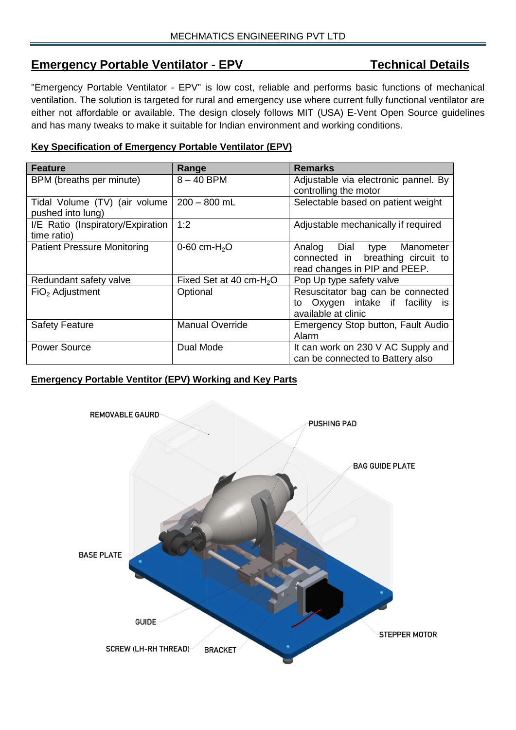MECHMATICS ENGINEERING PVT LTD

## Emergency Portable Ventilator - EPV Technical Details

"Emergency Portable Ventilator - EPV" is low cost, reliable and performs basic functions of mechanical ventilation. The solution is targeted for rural and emergency use where current fully functional ventilator are either not affordable or available. The design closely follows MIT (USA) E-Vent Open Source guidelines and has many tweaks to make it suitable for Indian environment and working conditions.

### Key Specification of Emergency Portable Ventilator (EPV)

| Feature | Range | Remarks |
|---|---|---|
| BPM (breaths per minute) | 8 – 40 BPM | Adjustable via electronic pannel. By controlling the motor |
| Tidal Volume (TV) (air volume pushed into lung) | 200 – 800 mL | Selectable based on patient weight |
| I/E Ratio (Inspiratory/Expiration time ratio) | 1:2 | Adjustable mechanically if required |
| Patient Pressure Monitoring | 0-60 cm-$H_2O$ | Analog Dial type Manometer connected in breathing circuit to read changes in PIP and PEEP. |
| Redundant safety valve | Fixed Set at 40 cm-$H_2O$ | Pop Up type safety valve |
| $FiO_2$ Adjustment | Optional | Resuscitator bag can be connected to Oxygen intake if facility is available at clinic |
| Safety Feature | Manual Override | Emergency Stop button, Fault Audio Alarm |
| Power Source | Dual Mode | It can work on 230 V AC Supply and can be connected to Battery also |

### Emergency Portable Ventitor (EPV) Working and Key Parts

REMOVABLE GAURD

PUSHING PAD

BAG GUIDE PLATE

BASE PLATE

GUIDE

SCREW (LH-RH THREAD)

BRACKET

STEPPER MOTOR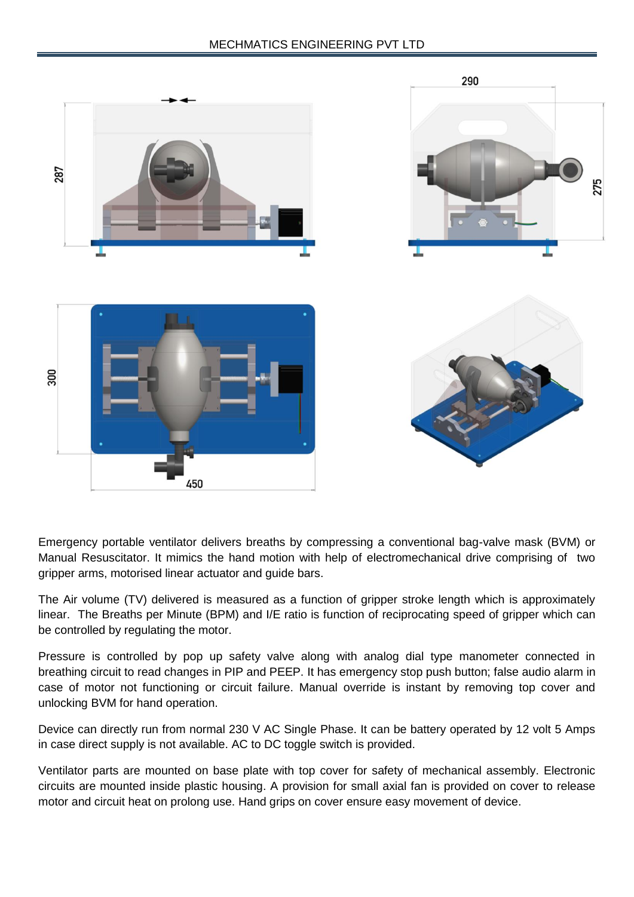287

290

275

300

450

Emergency portable ventilator delivers breaths by compressing a conventional bag-valve mask (BVM) or Manual Resuscitator. It mimics the hand motion with help of electromechanical drive comprising of two gripper arms, motorised linear actuator and guide bars.

The Air volume (TV) delivered is measured as a function of gripper stroke length which is approximately linear. The Breaths per Minute (BPM) and I/E ratio is function of reciprocating speed of gripper which can be controlled by regulating the motor.

Pressure is controlled by pop up safety valve along with analog dial type manometer connected in breathing circuit to read changes in PIP and PEEP. It has emergency stop push button; false audio alarm in case of motor not functioning or circuit failure. Manual override is instant by removing top cover and unlocking BVM for hand operation.

Device can directly run from normal 230 V AC Single Phase. It can be battery operated by 12 volt 5 Amps in case direct supply is not available. AC to DC toggle switch is provided.

Ventilator parts are mounted on base plate with top cover for safety of mechanical assembly. Electronic circuits are mounted inside plastic housing. A provision for small axial fan is provided on cover to release motor and circuit heat on prolong use. Hand grips on cover ensure easy movement of device.